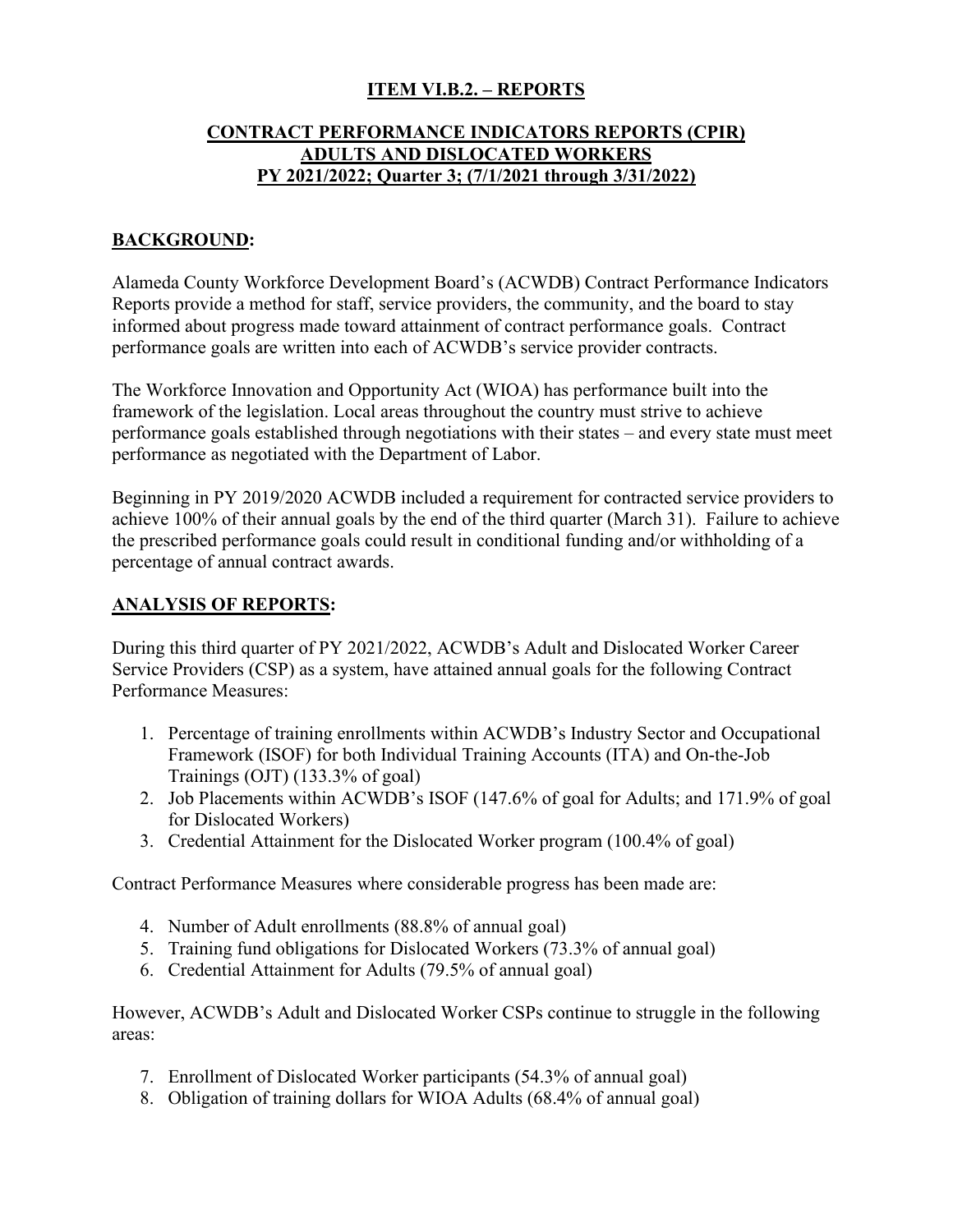# ITEM VI.B.2. – REPORTS

## CONTRACT PERFORMANCE INDICATORS REPORTS (CPIR) ADULTS AND DISLOCATED WORKERS PY 2021/2022; Quarter 3; (7/1/2021 through 3/31/2022)

## BACKGROUND:

Alameda County Workforce Development Board's (ACWDB) Contract Performance Indicators Reports provide a method for staff, service providers, the community, and the board to stay informed about progress made toward attainment of contract performance goals. Contract performance goals are written into each of ACWDB's service provider contracts.

The Workforce Innovation and Opportunity Act (WIOA) has performance built into the framework of the legislation. Local areas throughout the country must strive to achieve performance goals established through negotiations with their states – and every state must meet performance as negotiated with the Department of Labor.

Beginning in PY 2019/2020 ACWDB included a requirement for contracted service providers to achieve 100% of their annual goals by the end of the third quarter (March 31). Failure to achieve the prescribed performance goals could result in conditional funding and/or withholding of a percentage of annual contract awards.

## ANALYSIS OF REPORTS:

During this third quarter of PY 2021/2022, ACWDB's Adult and Dislocated Worker Career Service Providers (CSP) as a system, have attained annual goals for the following Contract Performance Measures:

1. Percentage of training enrollments within ACWDB's Industry Sector and Occupational Framework (ISOF) for both Individual Training Accounts (ITA) and On-the-Job Trainings (OJT) (133.3% of goal)
2. Job Placements within ACWDB's ISOF (147.6% of goal for Adults; and 171.9% of goal for Dislocated Workers)
3. Credential Attainment for the Dislocated Worker program (100.4% of goal)

Contract Performance Measures where considerable progress has been made are:

4. Number of Adult enrollments (88.8% of annual goal)
5. Training fund obligations for Dislocated Workers (73.3% of annual goal)
6. Credential Attainment for Adults (79.5% of annual goal)

However, ACWDB's Adult and Dislocated Worker CSPs continue to struggle in the following areas:

7. Enrollment of Dislocated Worker participants (54.3% of annual goal)
8. Obligation of training dollars for WIOA Adults (68.4% of annual goal)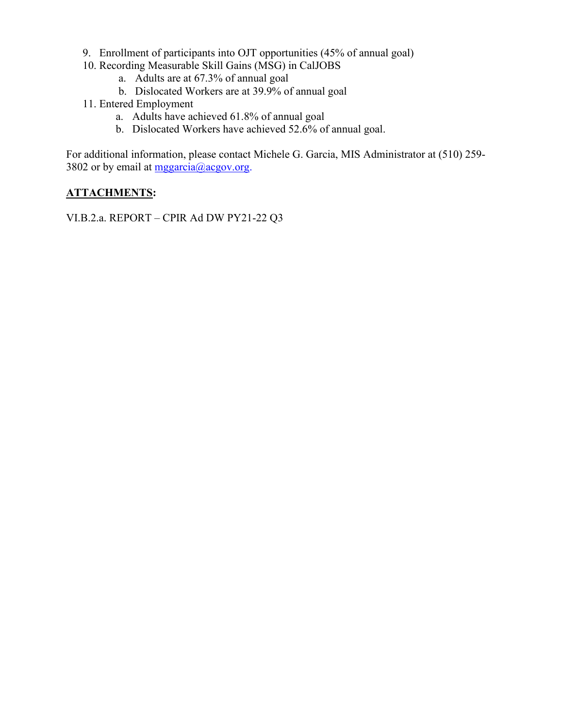9. Enrollment of participants into OJT opportunities (45% of annual goal)
10. Recording Measurable Skill Gains (MSG) in CalJOBS
    a. Adults are at 67.3% of annual goal
    b. Dislocated Workers are at 39.9% of annual goal
11. Entered Employment
    a. Adults have achieved 61.8% of annual goal
    b. Dislocated Workers have achieved 52.6% of annual goal.

For additional information, please contact Michele G. Garcia, MIS Administrator at (510) 259-3802 or by email at mggarcia@acgov.org.

**ATTACHMENTS:**

VI.B.2.a. REPORT – CPIR Ad DW PY21-22 Q3